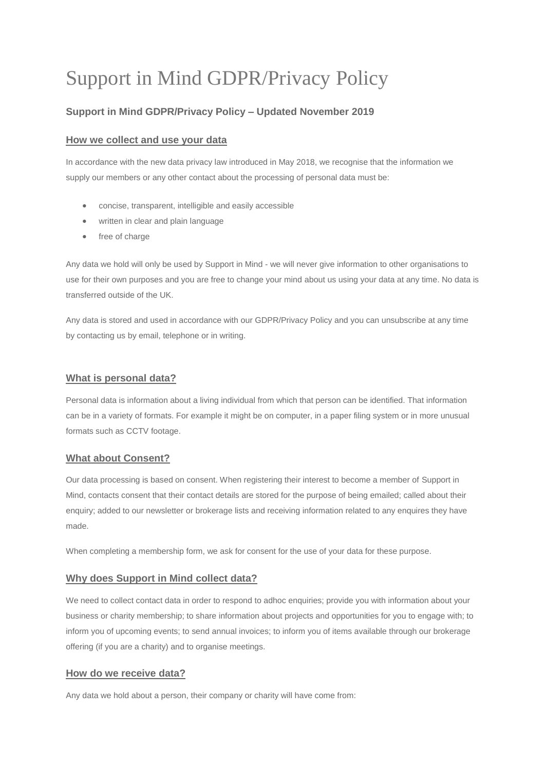# Support in Mind GDPR/Privacy Policy

### Support in Mind GDPR/Privacy Policy – Updated November 2019

#### How we collect and use your data

In accordance with the new data privacy law introduced in May 2018, we recognise that the information we supply our members or any other contact about the processing of personal data must be:

- concise, transparent, intelligible and easily accessible
- written in clear and plain language
- free of charge

Any data we hold will only be used by Support in Mind - we will never give information to other organisations to use for their own purposes and you are free to change your mind about us using your data at any time. No data is transferred outside of the UK.

Any data is stored and used in accordance with our GDPR/Privacy Policy and you can unsubscribe at any time by contacting us by email, telephone or in writing.

#### What is personal data?

Personal data is information about a living individual from which that person can be identified. That information can be in a variety of formats. For example it might be on computer, in a paper filing system or in more unusual formats such as CCTV footage.

#### What about Consent?

Our data processing is based on consent. When registering their interest to become a member of Support in Mind, contacts consent that their contact details are stored for the purpose of being emailed; called about their enquiry; added to our newsletter or brokerage lists and receiving information related to any enquires they have made.

When completing a membership form, we ask for consent for the use of your data for these purpose.

#### Why does Support in Mind collect data?

We need to collect contact data in order to respond to adhoc enquiries; provide you with information about your business or charity membership; to share information about projects and opportunities for you to engage with; to inform you of upcoming events; to send annual invoices; to inform you of items available through our brokerage offering (if you are a charity) and to organise meetings.

#### How do we receive data?

Any data we hold about a person, their company or charity will have come from: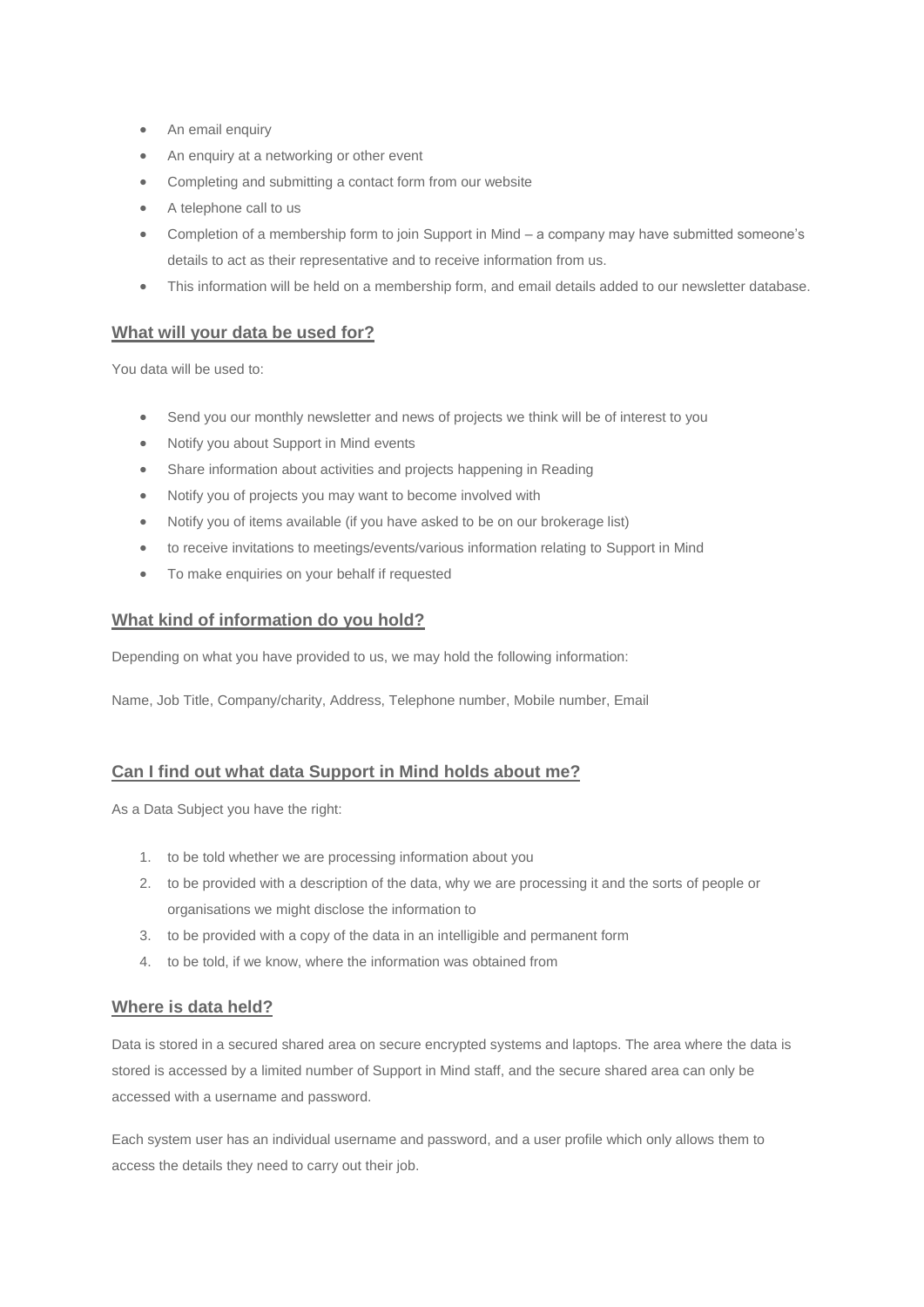- An email enquiry
- An enquiry at a networking or other event
- Completing and submitting a contact form from our website
- A telephone call to us
- Completion of a membership form to join Support in Mind – a company may have submitted someone's details to act as their representative and to receive information from us.
- This information will be held on a membership form, and email details added to our newsletter database.

## What will your data be used for?

You data will be used to:

- Send you our monthly newsletter and news of projects we think will be of interest to you
- Notify you about Support in Mind events
- Share information about activities and projects happening in Reading
- Notify you of projects you may want to become involved with
- Notify you of items available (if you have asked to be on our brokerage list)
- to receive invitations to meetings/events/various information relating to Support in Mind
- To make enquiries on your behalf if requested

## What kind of information do you hold?

Depending on what you have provided to us, we may hold the following information:

Name, Job Title, Company/charity, Address, Telephone number, Mobile number, Email

## Can I find out what data Support in Mind holds about me?

As a Data Subject you have the right:

1. to be told whether we are processing information about you
2. to be provided with a description of the data, why we are processing it and the sorts of people or organisations we might disclose the information to
3. to be provided with a copy of the data in an intelligible and permanent form
4. to be told, if we know, where the information was obtained from

## Where is data held?

Data is stored in a secured shared area on secure encrypted systems and laptops. The area where the data is stored is accessed by a limited number of Support in Mind staff, and the secure shared area can only be accessed with a username and password.

Each system user has an individual username and password, and a user profile which only allows them to access the details they need to carry out their job.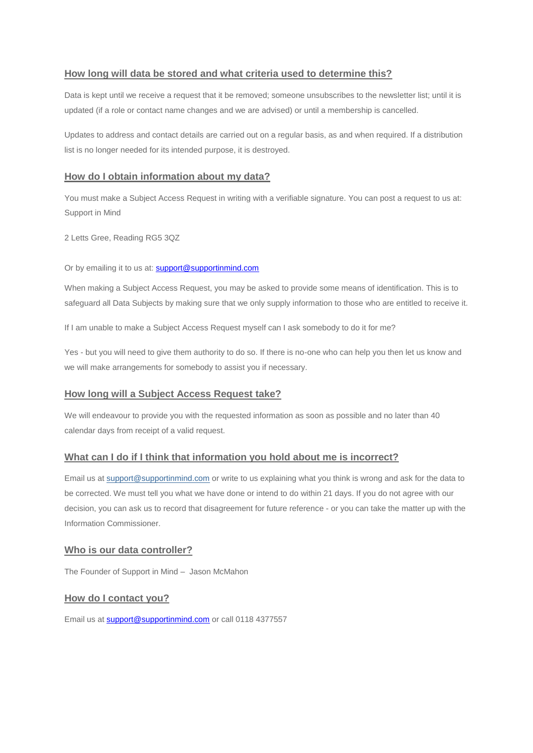## How long will data be stored and what criteria used to determine this?

Data is kept until we receive a request that it be removed; someone unsubscribes to the newsletter list; until it is updated (if a role or contact name changes and we are advised) or until a membership is cancelled.

Updates to address and contact details are carried out on a regular basis, as and when required. If a distribution list is no longer needed for its intended purpose, it is destroyed.

## How do I obtain information about my data?

You must make a Subject Access Request in writing with a verifiable signature. You can post a request to us at: Support in Mind

2 Letts Gree, Reading RG5 3QZ

Or by emailing it to us at: support@supportinmind.com

When making a Subject Access Request, you may be asked to provide some means of identification. This is to safeguard all Data Subjects by making sure that we only supply information to those who are entitled to receive it.

If I am unable to make a Subject Access Request myself can I ask somebody to do it for me?

Yes - but you will need to give them authority to do so. If there is no-one who can help you then let us know and we will make arrangements for somebody to assist you if necessary.

## How long will a Subject Access Request take?

We will endeavour to provide you with the requested information as soon as possible and no later than 40 calendar days from receipt of a valid request.

## What can I do if I think that information you hold about me is incorrect?

Email us at support@supportinmind.com or write to us explaining what you think is wrong and ask for the data to be corrected. We must tell you what we have done or intend to do within 21 days. If you do not agree with our decision, you can ask us to record that disagreement for future reference - or you can take the matter up with the Information Commissioner.

## Who is our data controller?

The Founder of Support in Mind – Jason McMahon

## How do I contact you?

Email us at support@supportinmind.com or call 0118 4377557